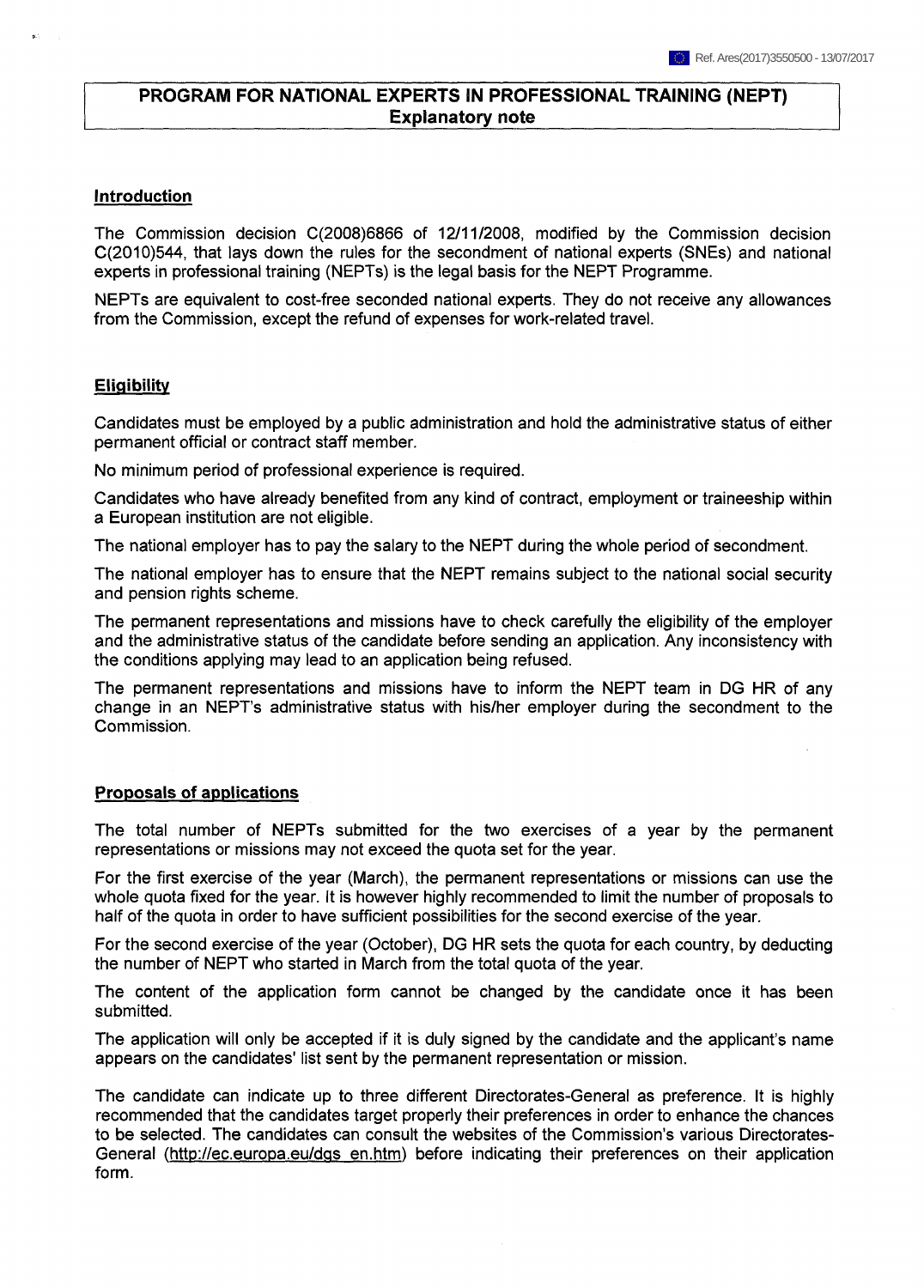Ref. Ares(2017)3550500 - 13/07/2017

# PROGRAM FOR NATIONAL EXPERTS IN PROFESSIONAL TRAINING (NEPT)
## Explanatory note

### Introduction

The Commission decision C(2008)6866 of 12/11/2008, modified by the Commission decision C(2010)544, that lays down the rules for the secondment of national experts (SNEs) and national experts in professional training (NEPTs) is the legal basis for the NEPT Programme.

NEPTs are equivalent to cost-free seconded national experts. They do not receive any allowances from the Commission, except the refund of expenses for work-related travel.

### Eligibility

Candidates must be employed by a public administration and hold the administrative status of either permanent official or contract staff member.

No minimum period of professional experience is required.

Candidates who have already benefited from any kind of contract, employment or traineeship within a European institution are not eligible.

The national employer has to pay the salary to the NEPT during the whole period of secondment.

The national employer has to ensure that the NEPT remains subject to the national social security and pension rights scheme.

The permanent representations and missions have to check carefully the eligibility of the employer and the administrative status of the candidate before sending an application. Any inconsistency with the conditions applying may lead to an application being refused.

The permanent representations and missions have to inform the NEPT team in DG HR of any change in an NEPT's administrative status with his/her employer during the secondment to the Commission.

### Proposals of applications

The total number of NEPTs submitted for the two exercises of a year by the permanent representations or missions may not exceed the quota set for the year.

For the first exercise of the year (March), the permanent representations or missions can use the whole quota fixed for the year. It is however highly recommended to limit the number of proposals to half of the quota in order to have sufficient possibilities for the second exercise of the year.

For the second exercise of the year (October), DG HR sets the quota for each country, by deducting the number of NEPT who started in March from the total quota of the year.

The content of the application form cannot be changed by the candidate once it has been submitted.

The application will only be accepted if it is duly signed by the candidate and the applicant's name appears on the candidates' list sent by the permanent representation or mission.

The candidate can indicate up to three different Directorates-General as preference. It is highly recommended that the candidates target properly their preferences in order to enhance the chances to be selected. The candidates can consult the websites of the Commission's various Directorates-General (http://ec.europa.eu/dgs_en.htm) before indicating their preferences on their application form.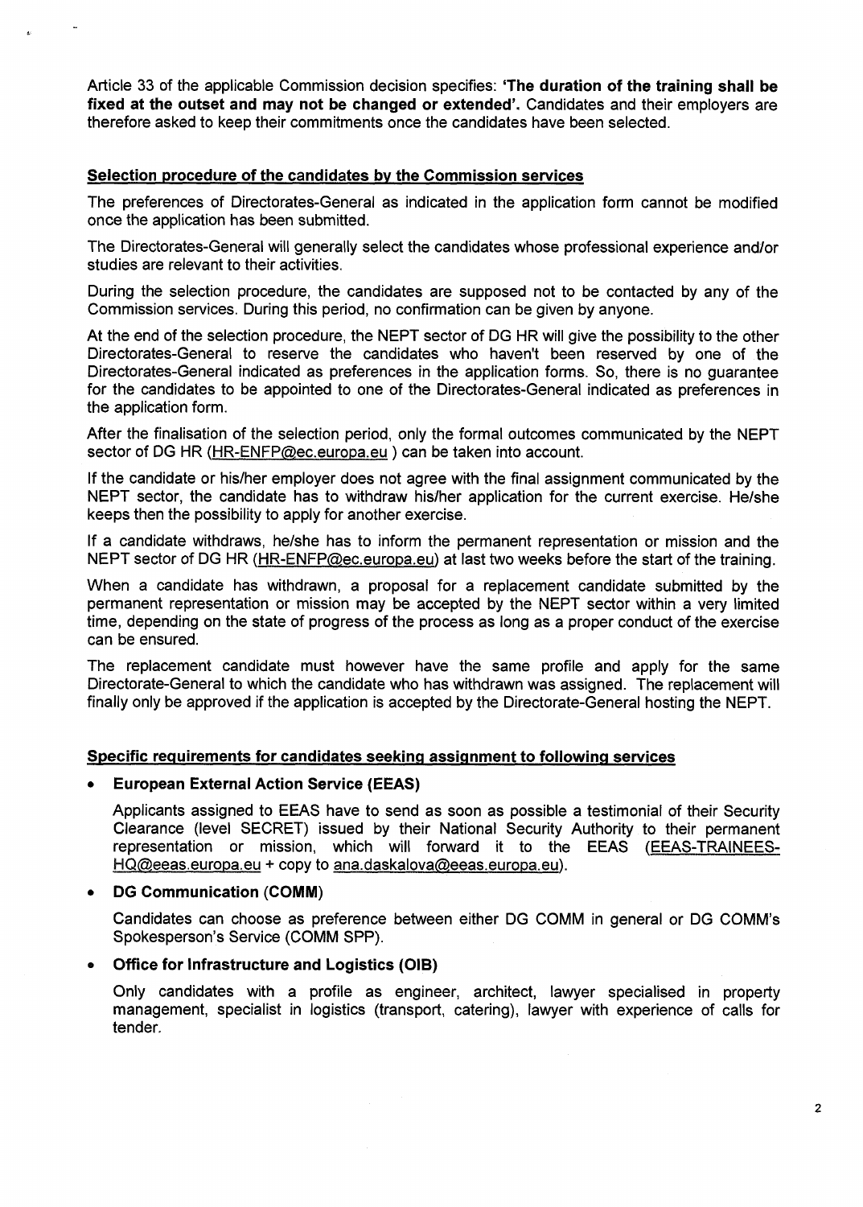Article 33 of the applicable Commission decision specifies: **'The duration of the training shall be fixed at the outset and may not be changed or extended'.** Candidates and their employers are therefore asked to keep their commitments once the candidates have been selected.

## Selection procedure of the candidates by the Commission services

The preferences of Directorates-General as indicated in the application form cannot be modified once the application has been submitted.

The Directorates-General will generally select the candidates whose professional experience and/or studies are relevant to their activities.

During the selection procedure, the candidates are supposed not to be contacted by any of the Commission services. During this period, no confirmation can be given by anyone.

At the end of the selection procedure, the NEPT sector of DG HR will give the possibility to the other Directorates-General to reserve the candidates who haven't been reserved by one of the Directorates-General indicated as preferences in the application forms. So, there is no guarantee for the candidates to be appointed to one of the Directorates-General indicated as preferences in the application form.

After the finalisation of the selection period, only the formal outcomes communicated by the NEPT sector of DG HR (HR-ENFP@ec.europa.eu ) can be taken into account.

If the candidate or his/her employer does not agree with the final assignment communicated by the NEPT sector, the candidate has to withdraw his/her application for the current exercise. He/she keeps then the possibility to apply for another exercise.

If a candidate withdraws, he/she has to inform the permanent representation or mission and the NEPT sector of DG HR (HR-ENFP@ec.europa.eu) at last two weeks before the start of the training.

When a candidate has withdrawn, a proposal for a replacement candidate submitted by the permanent representation or mission may be accepted by the NEPT sector within a very limited time, depending on the state of progress of the process as long as a proper conduct of the exercise can be ensured.

The replacement candidate must however have the same profile and apply for the same Directorate-General to which the candidate who has withdrawn was assigned. The replacement will finally only be approved if the application is accepted by the Directorate-General hosting the NEPT.

## Specific requirements for candidates seeking assignment to following services

- **European External Action Service (EEAS)**

  Applicants assigned to EEAS have to send as soon as possible a testimonial of their Security Clearance (level SECRET) issued by their National Security Authority to their permanent representation or mission, which will forward it to the EEAS (EEAS-TRAINEES-HQ@eeas.europa.eu + copy to ana.daskalova@eeas.europa.eu).

- **DG Communication (COMM)**

  Candidates can choose as preference between either DG COMM in general or DG COMM's Spokesperson's Service (COMM SPP).

- **Office for Infrastructure and Logistics (OIB)**

  Only candidates with a profile as engineer, architect, lawyer specialised in property management, specialist in logistics (transport, catering), lawyer with experience of calls for tender.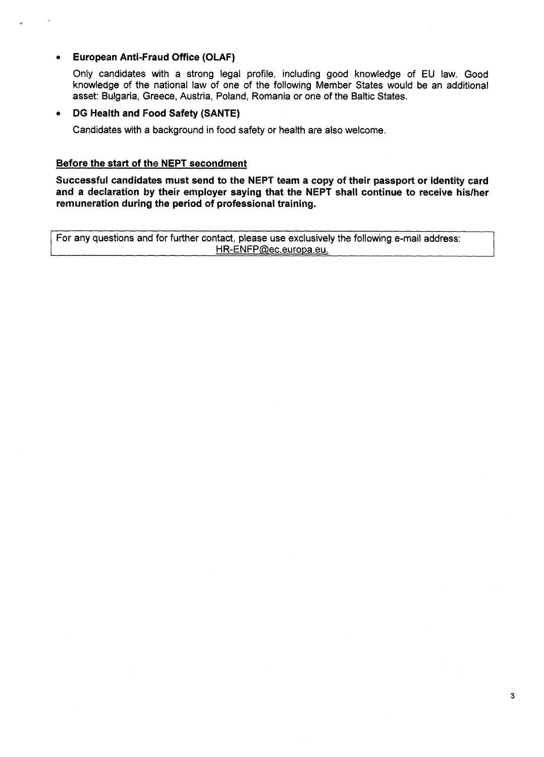- **European Anti-Fraud Office (OLAF)**

  Only candidates with a strong legal profile, including good knowledge of EU law. Good knowledge of the national law of one of the following Member States would be an additional asset: Bulgaria, Greece, Austria, Poland, Romania or one of the Baltic States.

- **DG Health and Food Safety (SANTE)**

  Candidates with a background in food safety or health are also welcome.

## Before the start of the NEPT secondment

**Successful candidates must send to the NEPT team a copy of their passport or identity card and a declaration by their employer saying that the NEPT shall continue to receive his/her remuneration during the period of professional training.**

For any questions and for further contact, please use exclusively the following e-mail address: HR-ENFP@ec.europa.eu.